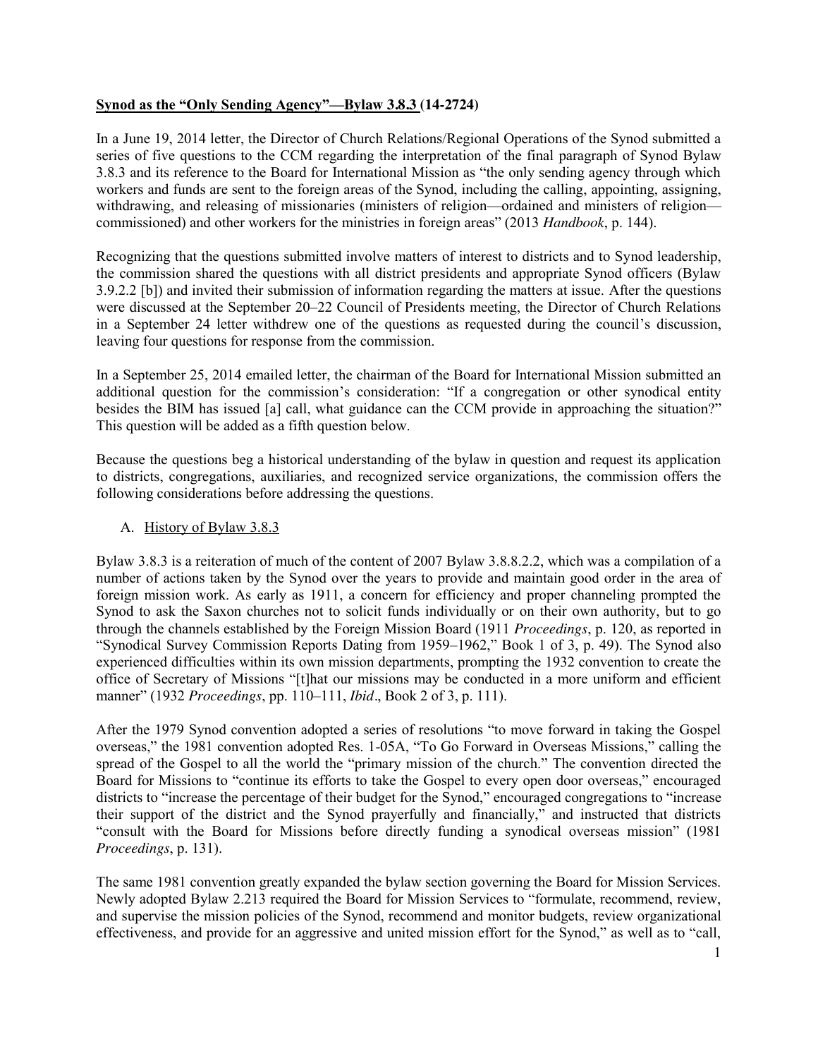**Synod as the "Only Sending Agency"—Bylaw 3.8.3 (14-2724)**

In a June 19, 2014 letter, the Director of Church Relations/Regional Operations of the Synod submitted a series of five questions to the CCM regarding the interpretation of the final paragraph of Synod Bylaw 3.8.3 and its reference to the Board for International Mission as "the only sending agency through which workers and funds are sent to the foreign areas of the Synod, including the calling, appointing, assigning, withdrawing, and releasing of missionaries (ministers of religion—ordained and ministers of religion—commissioned) and other workers for the ministries in foreign areas" (2013 *Handbook*, p. 144).

Recognizing that the questions submitted involve matters of interest to districts and to Synod leadership, the commission shared the questions with all district presidents and appropriate Synod officers (Bylaw 3.9.2.2 [b]) and invited their submission of information regarding the matters at issue. After the questions were discussed at the September 20–22 Council of Presidents meeting, the Director of Church Relations in a September 24 letter withdrew one of the questions as requested during the council's discussion, leaving four questions for response from the commission.

In a September 25, 2014 emailed letter, the chairman of the Board for International Mission submitted an additional question for the commission's consideration: "If a congregation or other synodical entity besides the BIM has issued [a] call, what guidance can the CCM provide in approaching the situation?" This question will be added as a fifth question below.

Because the questions beg a historical understanding of the bylaw in question and request its application to districts, congregations, auxiliaries, and recognized service organizations, the commission offers the following considerations before addressing the questions.

A. History of Bylaw 3.8.3

Bylaw 3.8.3 is a reiteration of much of the content of 2007 Bylaw 3.8.8.2.2, which was a compilation of a number of actions taken by the Synod over the years to provide and maintain good order in the area of foreign mission work. As early as 1911, a concern for efficiency and proper channeling prompted the Synod to ask the Saxon churches not to solicit funds individually or on their own authority, but to go through the channels established by the Foreign Mission Board (1911 *Proceedings*, p. 120, as reported in "Synodical Survey Commission Reports Dating from 1959–1962," Book 1 of 3, p. 49). The Synod also experienced difficulties within its own mission departments, prompting the 1932 convention to create the office of Secretary of Missions "[t]hat our missions may be conducted in a more uniform and efficient manner" (1932 *Proceedings*, pp. 110–111, *Ibid*., Book 2 of 3, p. 111).

After the 1979 Synod convention adopted a series of resolutions "to move forward in taking the Gospel overseas," the 1981 convention adopted Res. 1-05A, "To Go Forward in Overseas Missions," calling the spread of the Gospel to all the world the "primary mission of the church." The convention directed the Board for Missions to "continue its efforts to take the Gospel to every open door overseas," encouraged districts to "increase the percentage of their budget for the Synod," encouraged congregations to "increase their support of the district and the Synod prayerfully and financially," and instructed that districts "consult with the Board for Missions before directly funding a synodical overseas mission" (1981 *Proceedings*, p. 131).

The same 1981 convention greatly expanded the bylaw section governing the Board for Mission Services. Newly adopted Bylaw 2.213 required the Board for Mission Services to "formulate, recommend, review, and supervise the mission policies of the Synod, recommend and monitor budgets, review organizational effectiveness, and provide for an aggressive and united mission effort for the Synod," as well as to "call,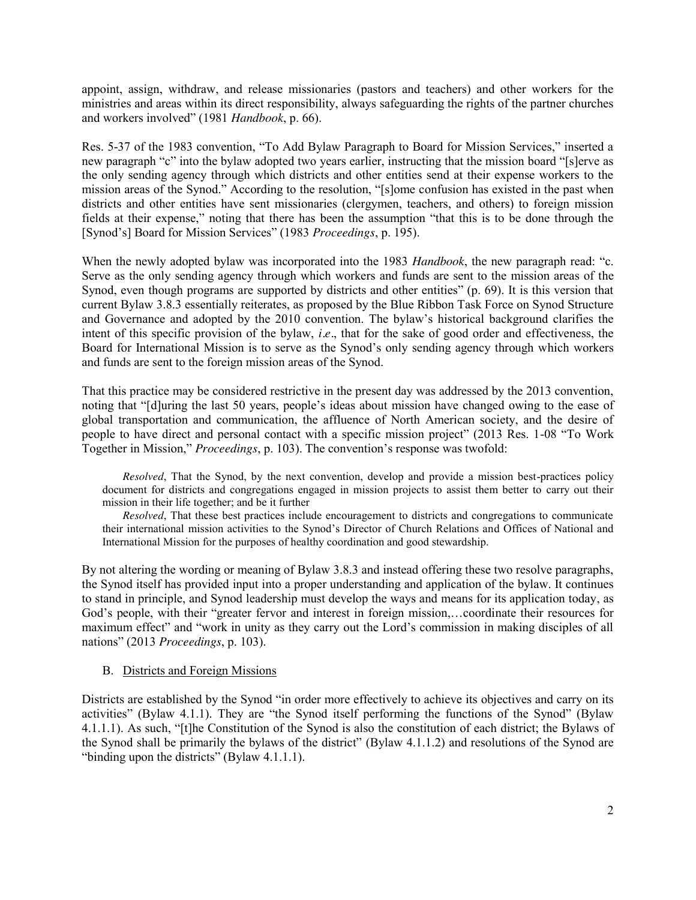appoint, assign, withdraw, and release missionaries (pastors and teachers) and other workers for the ministries and areas within its direct responsibility, always safeguarding the rights of the partner churches and workers involved" (1981 *Handbook*, p. 66).

Res. 5-37 of the 1983 convention, "To Add Bylaw Paragraph to Board for Mission Services," inserted a new paragraph "c" into the bylaw adopted two years earlier, instructing that the mission board "[s]erve as the only sending agency through which districts and other entities send at their expense workers to the mission areas of the Synod." According to the resolution, "[s]ome confusion has existed in the past when districts and other entities have sent missionaries (clergymen, teachers, and others) to foreign mission fields at their expense," noting that there has been the assumption "that this is to be done through the [Synod's] Board for Mission Services" (1983 *Proceedings*, p. 195).

When the newly adopted bylaw was incorporated into the 1983 *Handbook*, the new paragraph read: "c. Serve as the only sending agency through which workers and funds are sent to the mission areas of the Synod, even though programs are supported by districts and other entities" (p. 69). It is this version that current Bylaw 3.8.3 essentially reiterates, as proposed by the Blue Ribbon Task Force on Synod Structure and Governance and adopted by the 2010 convention. The bylaw's historical background clarifies the intent of this specific provision of the bylaw, *i.e*., that for the sake of good order and effectiveness, the Board for International Mission is to serve as the Synod's only sending agency through which workers and funds are sent to the foreign mission areas of the Synod.

That this practice may be considered restrictive in the present day was addressed by the 2013 convention, noting that "[d]uring the last 50 years, people's ideas about mission have changed owing to the ease of global transportation and communication, the affluence of North American society, and the desire of people to have direct and personal contact with a specific mission project" (2013 Res. 1-08 "To Work Together in Mission," *Proceedings*, p. 103). The convention's response was twofold:

> *Resolved*, That the Synod, by the next convention, develop and provide a mission best-practices policy document for districts and congregations engaged in mission projects to assist them better to carry out their mission in their life together; and be it further
>
> *Resolved*, That these best practices include encouragement to districts and congregations to communicate their international mission activities to the Synod's Director of Church Relations and Offices of National and International Mission for the purposes of healthy coordination and good stewardship.

By not altering the wording or meaning of Bylaw 3.8.3 and instead offering these two resolve paragraphs, the Synod itself has provided input into a proper understanding and application of the bylaw. It continues to stand in principle, and Synod leadership must develop the ways and means for its application today, as God's people, with their "greater fervor and interest in foreign mission,…coordinate their resources for maximum effect" and "work in unity as they carry out the Lord's commission in making disciples of all nations" (2013 *Proceedings*, p. 103).

B. Districts and Foreign Missions

Districts are established by the Synod "in order more effectively to achieve its objectives and carry on its activities" (Bylaw 4.1.1). They are "the Synod itself performing the functions of the Synod" (Bylaw 4.1.1.1). As such, "[t]he Constitution of the Synod is also the constitution of each district; the Bylaws of the Synod shall be primarily the bylaws of the district" (Bylaw 4.1.1.2) and resolutions of the Synod are "binding upon the districts" (Bylaw 4.1.1.1).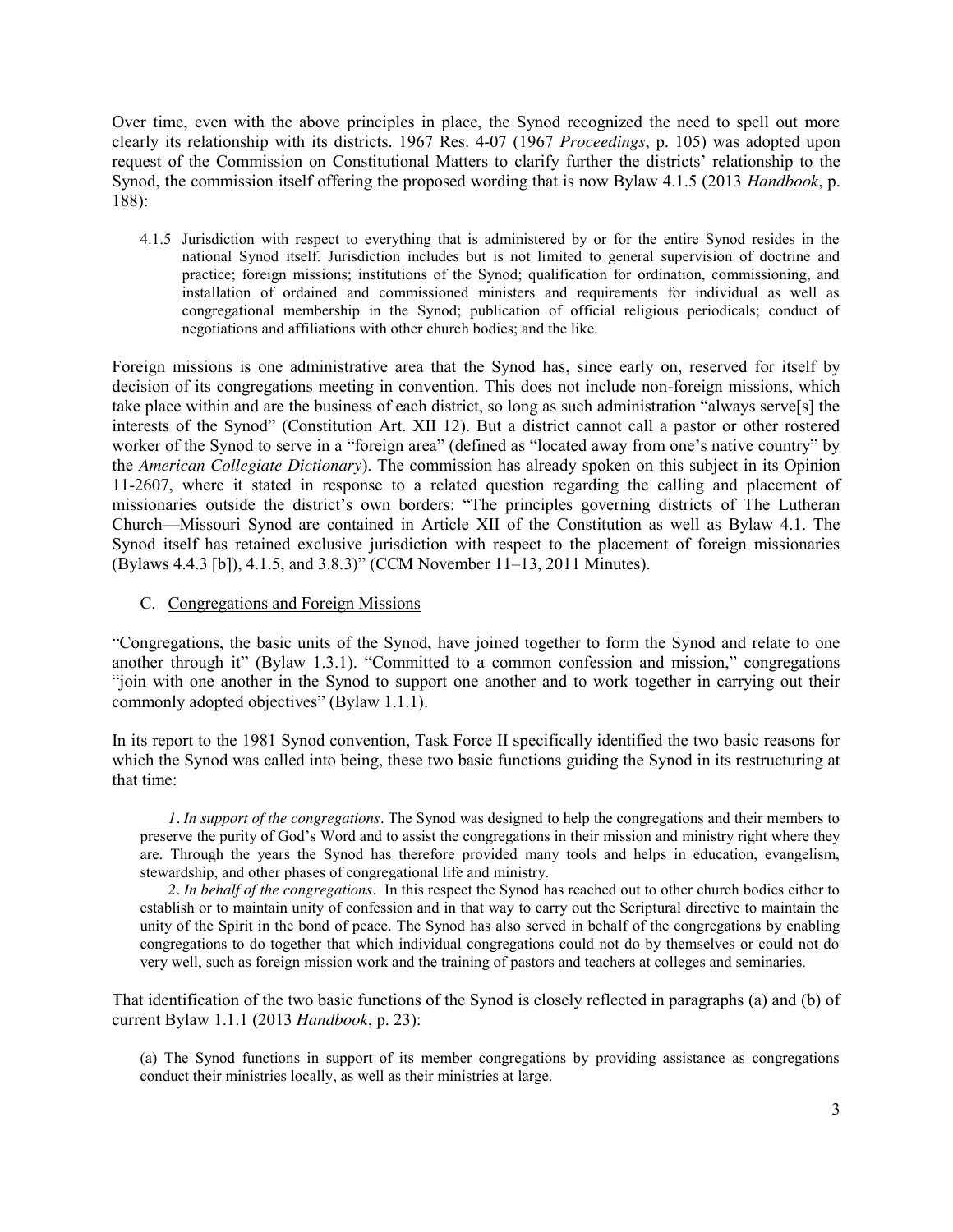Over time, even with the above principles in place, the Synod recognized the need to spell out more clearly its relationship with its districts. 1967 Res. 4-07 (1967 *Proceedings*, p. 105) was adopted upon request of the Commission on Constitutional Matters to clarify further the districts' relationship to the Synod, the commission itself offering the proposed wording that is now Bylaw 4.1.5 (2013 *Handbook*, p. 188):

> 4.1.5 Jurisdiction with respect to everything that is administered by or for the entire Synod resides in the national Synod itself. Jurisdiction includes but is not limited to general supervision of doctrine and practice; foreign missions; institutions of the Synod; qualification for ordination, commissioning, and installation of ordained and commissioned ministers and requirements for individual as well as congregational membership in the Synod; publication of official religious periodicals; conduct of negotiations and affiliations with other church bodies; and the like.

Foreign missions is one administrative area that the Synod has, since early on, reserved for itself by decision of its congregations meeting in convention. This does not include non-foreign missions, which take place within and are the business of each district, so long as such administration "always serve[s] the interests of the Synod" (Constitution Art. XII 12). But a district cannot call a pastor or other rostered worker of the Synod to serve in a "foreign area" (defined as "located away from one's native country" by the *American Collegiate Dictionary*). The commission has already spoken on this subject in its Opinion 11-2607, where it stated in response to a related question regarding the calling and placement of missionaries outside the district's own borders: "The principles governing districts of The Lutheran Church—Missouri Synod are contained in Article XII of the Constitution as well as Bylaw 4.1. The Synod itself has retained exclusive jurisdiction with respect to the placement of foreign missionaries (Bylaws 4.4.3 [b]), 4.1.5, and 3.8.3)" (CCM November 11–13, 2011 Minutes).

C. <u>Congregations and Foreign Missions</u>

"Congregations, the basic units of the Synod, have joined together to form the Synod and relate to one another through it" (Bylaw 1.3.1). "Committed to a common confession and mission," congregations "join with one another in the Synod to support one another and to work together in carrying out their commonly adopted objectives" (Bylaw 1.1.1).

In its report to the 1981 Synod convention, Task Force II specifically identified the two basic reasons for which the Synod was called into being, these two basic functions guiding the Synod in its restructuring at that time:

> *1*. *In support of the congregations*. The Synod was designed to help the congregations and their members to preserve the purity of God's Word and to assist the congregations in their mission and ministry right where they are. Through the years the Synod has therefore provided many tools and helps in education, evangelism, stewardship, and other phases of congregational life and ministry.
>
> *2*. *In behalf of the congregations*. In this respect the Synod has reached out to other church bodies either to establish or to maintain unity of confession and in that way to carry out the Scriptural directive to maintain the unity of the Spirit in the bond of peace. The Synod has also served in behalf of the congregations by enabling congregations to do together that which individual congregations could not do by themselves or could not do very well, such as foreign mission work and the training of pastors and teachers at colleges and seminaries.

That identification of the two basic functions of the Synod is closely reflected in paragraphs (a) and (b) of current Bylaw 1.1.1 (2013 *Handbook*, p. 23):

> (a) The Synod functions in support of its member congregations by providing assistance as congregations conduct their ministries locally, as well as their ministries at large.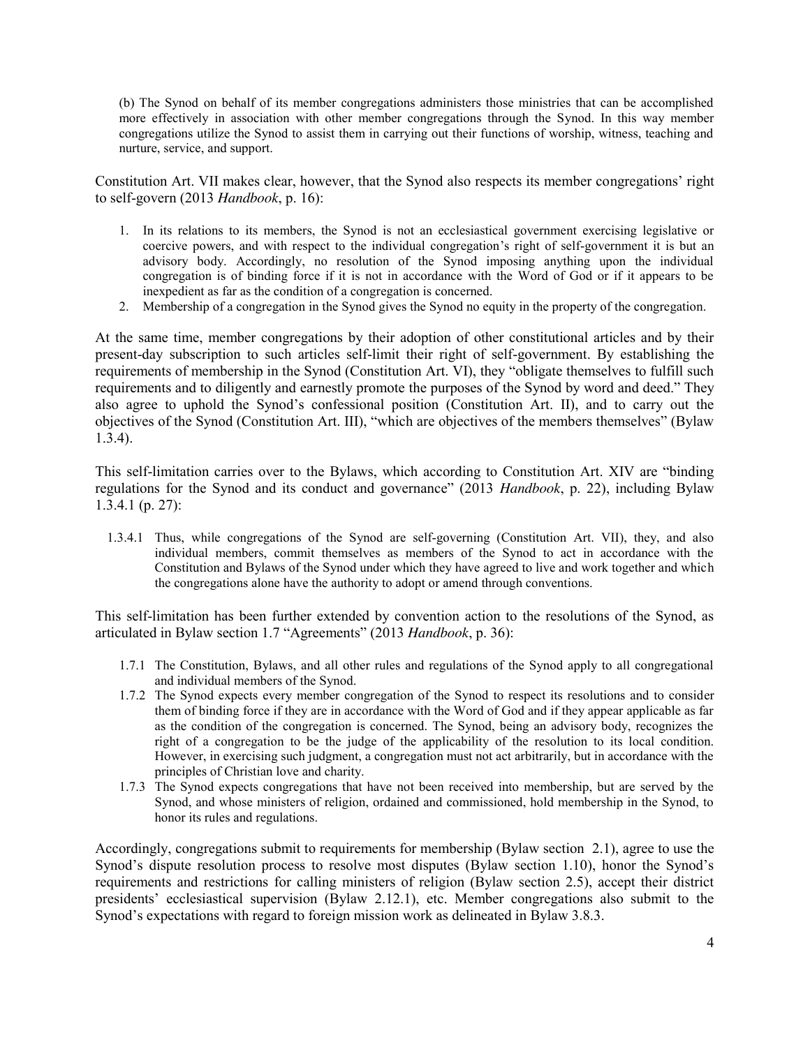> (b) The Synod on behalf of its member congregations administers those ministries that can be accomplished more effectively in association with other member congregations through the Synod. In this way member congregations utilize the Synod to assist them in carrying out their functions of worship, witness, teaching and nurture, service, and support.

Constitution Art. VII makes clear, however, that the Synod also respects its member congregations' right to self-govern (2013 *Handbook*, p. 16):

> 1. In its relations to its members, the Synod is not an ecclesiastical government exercising legislative or coercive powers, and with respect to the individual congregation's right of self-government it is but an advisory body. Accordingly, no resolution of the Synod imposing anything upon the individual congregation is of binding force if it is not in accordance with the Word of God or if it appears to be inexpedient as far as the condition of a congregation is concerned.
> 2. Membership of a congregation in the Synod gives the Synod no equity in the property of the congregation.

At the same time, member congregations by their adoption of other constitutional articles and by their present-day subscription to such articles self-limit their right of self-government. By establishing the requirements of membership in the Synod (Constitution Art. VI), they "obligate themselves to fulfill such requirements and to diligently and earnestly promote the purposes of the Synod by word and deed." They also agree to uphold the Synod's confessional position (Constitution Art. II), and to carry out the objectives of the Synod (Constitution Art. III), "which are objectives of the members themselves" (Bylaw 1.3.4).

This self-limitation carries over to the Bylaws, which according to Constitution Art. XIV are "binding regulations for the Synod and its conduct and governance" (2013 *Handbook*, p. 22), including Bylaw 1.3.4.1 (p. 27):

> 1.3.4.1 Thus, while congregations of the Synod are self-governing (Constitution Art. VII), they, and also individual members, commit themselves as members of the Synod to act in accordance with the Constitution and Bylaws of the Synod under which they have agreed to live and work together and which the congregations alone have the authority to adopt or amend through conventions.

This self-limitation has been further extended by convention action to the resolutions of the Synod, as articulated in Bylaw section 1.7 "Agreements" (2013 *Handbook*, p. 36):

> 1.7.1 The Constitution, Bylaws, and all other rules and regulations of the Synod apply to all congregational and individual members of the Synod.
>
> 1.7.2 The Synod expects every member congregation of the Synod to respect its resolutions and to consider them of binding force if they are in accordance with the Word of God and if they appear applicable as far as the condition of the congregation is concerned. The Synod, being an advisory body, recognizes the right of a congregation to be the judge of the applicability of the resolution to its local condition. However, in exercising such judgment, a congregation must not act arbitrarily, but in accordance with the principles of Christian love and charity.
>
> 1.7.3 The Synod expects congregations that have not been received into membership, but are served by the Synod, and whose ministers of religion, ordained and commissioned, hold membership in the Synod, to honor its rules and regulations.

Accordingly, congregations submit to requirements for membership (Bylaw section 2.1), agree to use the Synod's dispute resolution process to resolve most disputes (Bylaw section 1.10), honor the Synod's requirements and restrictions for calling ministers of religion (Bylaw section 2.5), accept their district presidents' ecclesiastical supervision (Bylaw 2.12.1), etc. Member congregations also submit to the Synod's expectations with regard to foreign mission work as delineated in Bylaw 3.8.3.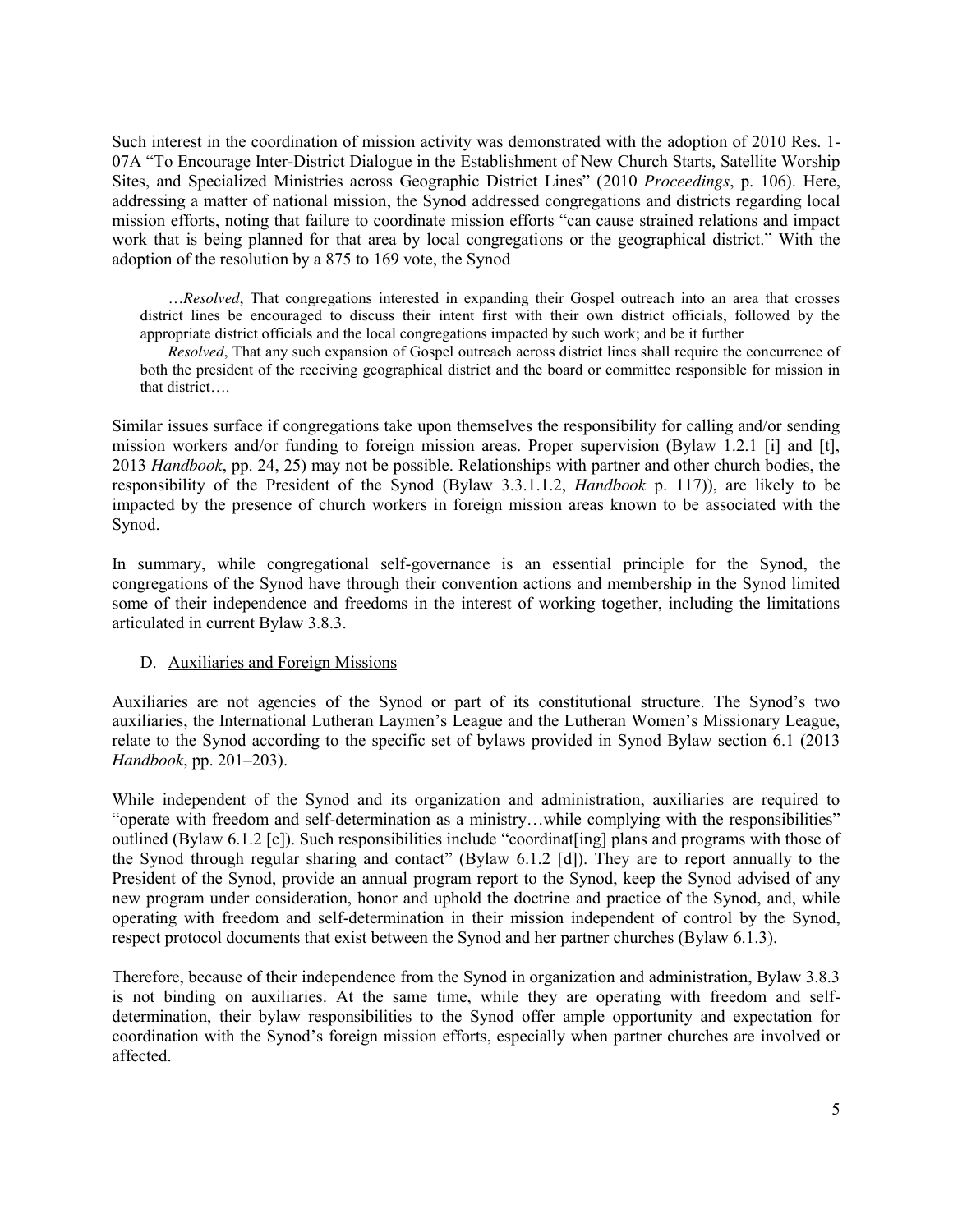Such interest in the coordination of mission activity was demonstrated with the adoption of 2010 Res. 1-07A "To Encourage Inter-District Dialogue in the Establishment of New Church Starts, Satellite Worship Sites, and Specialized Ministries across Geographic District Lines" (2010 *Proceedings*, p. 106). Here, addressing a matter of national mission, the Synod addressed congregations and districts regarding local mission efforts, noting that failure to coordinate mission efforts "can cause strained relations and impact work that is being planned for that area by local congregations or the geographical district." With the adoption of the resolution by a 875 to 169 vote, the Synod

> …*Resolved*, That congregations interested in expanding their Gospel outreach into an area that crosses district lines be encouraged to discuss their intent first with their own district officials, followed by the appropriate district officials and the local congregations impacted by such work; and be it further
>
> *Resolved*, That any such expansion of Gospel outreach across district lines shall require the concurrence of both the president of the receiving geographical district and the board or committee responsible for mission in that district….

Similar issues surface if congregations take upon themselves the responsibility for calling and/or sending mission workers and/or funding to foreign mission areas. Proper supervision (Bylaw 1.2.1 [i] and [t], 2013 *Handbook*, pp. 24, 25) may not be possible. Relationships with partner and other church bodies, the responsibility of the President of the Synod (Bylaw 3.3.1.1.2, *Handbook* p. 117)), are likely to be impacted by the presence of church workers in foreign mission areas known to be associated with the Synod.

In summary, while congregational self-governance is an essential principle for the Synod, the congregations of the Synod have through their convention actions and membership in the Synod limited some of their independence and freedoms in the interest of working together, including the limitations articulated in current Bylaw 3.8.3.

### D. Auxiliaries and Foreign Missions

Auxiliaries are not agencies of the Synod or part of its constitutional structure. The Synod's two auxiliaries, the International Lutheran Laymen's League and the Lutheran Women's Missionary League, relate to the Synod according to the specific set of bylaws provided in Synod Bylaw section 6.1 (2013 *Handbook*, pp. 201–203).

While independent of the Synod and its organization and administration, auxiliaries are required to "operate with freedom and self-determination as a ministry…while complying with the responsibilities" outlined (Bylaw 6.1.2 [c]). Such responsibilities include "coordinat[ing] plans and programs with those of the Synod through regular sharing and contact" (Bylaw 6.1.2 [d]). They are to report annually to the President of the Synod, provide an annual program report to the Synod, keep the Synod advised of any new program under consideration, honor and uphold the doctrine and practice of the Synod, and, while operating with freedom and self-determination in their mission independent of control by the Synod, respect protocol documents that exist between the Synod and her partner churches (Bylaw 6.1.3).

Therefore, because of their independence from the Synod in organization and administration, Bylaw 3.8.3 is not binding on auxiliaries. At the same time, while they are operating with freedom and self-determination, their bylaw responsibilities to the Synod offer ample opportunity and expectation for coordination with the Synod's foreign mission efforts, especially when partner churches are involved or affected.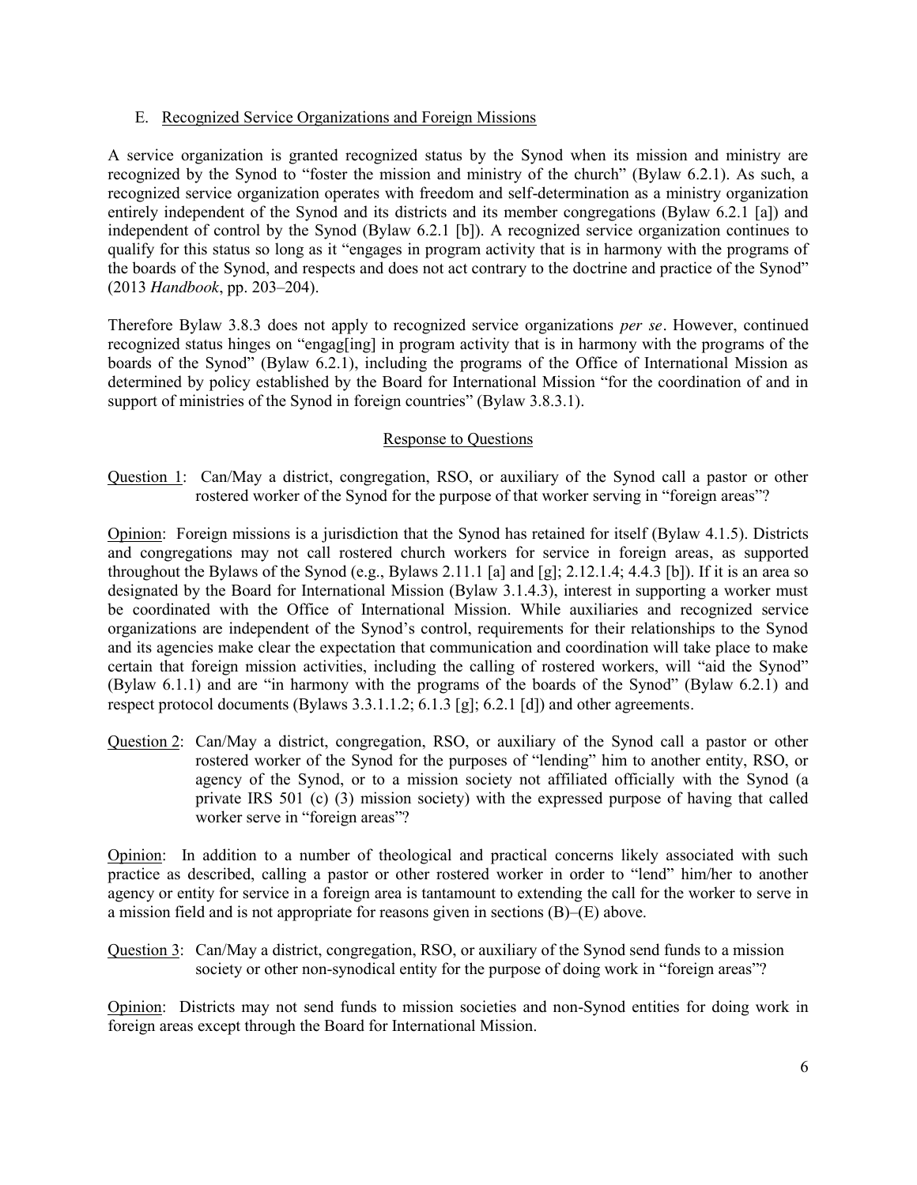### E. Recognized Service Organizations and Foreign Missions

A service organization is granted recognized status by the Synod when its mission and ministry are recognized by the Synod to "foster the mission and ministry of the church" (Bylaw 6.2.1). As such, a recognized service organization operates with freedom and self-determination as a ministry organization entirely independent of the Synod and its districts and its member congregations (Bylaw 6.2.1 [a]) and independent of control by the Synod (Bylaw 6.2.1 [b]). A recognized service organization continues to qualify for this status so long as it "engages in program activity that is in harmony with the programs of the boards of the Synod, and respects and does not act contrary to the doctrine and practice of the Synod" (2013 *Handbook*, pp. 203–204).

Therefore Bylaw 3.8.3 does not apply to recognized service organizations *per se*. However, continued recognized status hinges on "engag[ing] in program activity that is in harmony with the programs of the boards of the Synod" (Bylaw 6.2.1), including the programs of the Office of International Mission as determined by policy established by the Board for International Mission "for the coordination of and in support of ministries of the Synod in foreign countries" (Bylaw 3.8.3.1).

## Response to Questions

Question 1: Can/May a district, congregation, RSO, or auxiliary of the Synod call a pastor or other rostered worker of the Synod for the purpose of that worker serving in "foreign areas"?

Opinion: Foreign missions is a jurisdiction that the Synod has retained for itself (Bylaw 4.1.5). Districts and congregations may not call rostered church workers for service in foreign areas, as supported throughout the Bylaws of the Synod (e.g., Bylaws 2.11.1 [a] and [g]; 2.12.1.4; 4.4.3 [b]). If it is an area so designated by the Board for International Mission (Bylaw 3.1.4.3), interest in supporting a worker must be coordinated with the Office of International Mission. While auxiliaries and recognized service organizations are independent of the Synod's control, requirements for their relationships to the Synod and its agencies make clear the expectation that communication and coordination will take place to make certain that foreign mission activities, including the calling of rostered workers, will "aid the Synod" (Bylaw 6.1.1) and are "in harmony with the programs of the boards of the Synod" (Bylaw 6.2.1) and respect protocol documents (Bylaws 3.3.1.1.2; 6.1.3 [g]; 6.2.1 [d]) and other agreements.

Question 2: Can/May a district, congregation, RSO, or auxiliary of the Synod call a pastor or other rostered worker of the Synod for the purposes of "lending" him to another entity, RSO, or agency of the Synod, or to a mission society not affiliated officially with the Synod (a private IRS 501 (c) (3) mission society) with the expressed purpose of having that called worker serve in "foreign areas"?

Opinion: In addition to a number of theological and practical concerns likely associated with such practice as described, calling a pastor or other rostered worker in order to "lend" him/her to another agency or entity for service in a foreign area is tantamount to extending the call for the worker to serve in a mission field and is not appropriate for reasons given in sections (B)–(E) above.

Question 3: Can/May a district, congregation, RSO, or auxiliary of the Synod send funds to a mission society or other non-synodical entity for the purpose of doing work in "foreign areas"?

Opinion: Districts may not send funds to mission societies and non-Synod entities for doing work in foreign areas except through the Board for International Mission.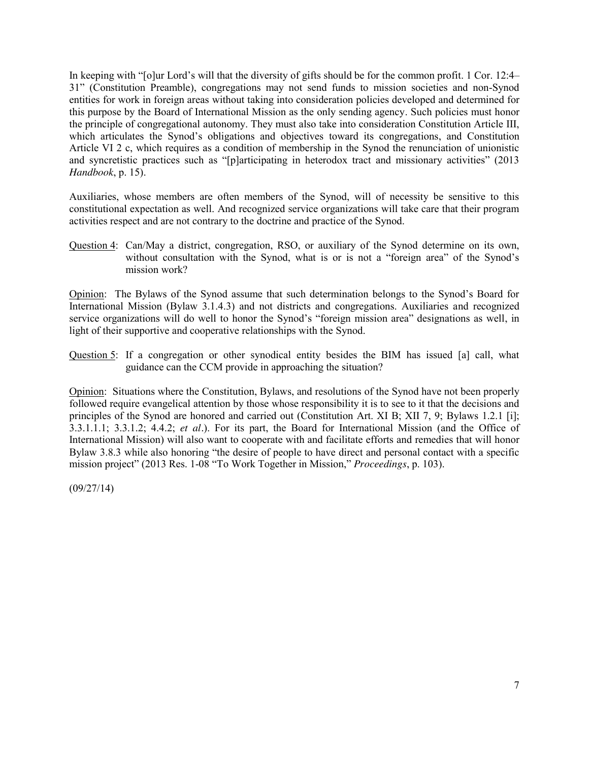In keeping with "[o]ur Lord's will that the diversity of gifts should be for the common profit. 1 Cor. 12:4–31" (Constitution Preamble), congregations may not send funds to mission societies and non-Synod entities for work in foreign areas without taking into consideration policies developed and determined for this purpose by the Board of International Mission as the only sending agency. Such policies must honor the principle of congregational autonomy. They must also take into consideration Constitution Article III, which articulates the Synod's obligations and objectives toward its congregations, and Constitution Article VI 2 c, which requires as a condition of membership in the Synod the renunciation of unionistic and syncretistic practices such as "[p]articipating in heterodox tract and missionary activities" (2013 *Handbook*, p. 15).

Auxiliaries, whose members are often members of the Synod, will of necessity be sensitive to this constitutional expectation as well. And recognized service organizations will take care that their program activities respect and are not contrary to the doctrine and practice of the Synod.

Question 4: Can/May a district, congregation, RSO, or auxiliary of the Synod determine on its own, without consultation with the Synod, what is or is not a "foreign area" of the Synod's mission work?

Opinion: The Bylaws of the Synod assume that such determination belongs to the Synod's Board for International Mission (Bylaw 3.1.4.3) and not districts and congregations. Auxiliaries and recognized service organizations will do well to honor the Synod's "foreign mission area" designations as well, in light of their supportive and cooperative relationships with the Synod.

Question 5: If a congregation or other synodical entity besides the BIM has issued [a] call, what guidance can the CCM provide in approaching the situation?

Opinion: Situations where the Constitution, Bylaws, and resolutions of the Synod have not been properly followed require evangelical attention by those whose responsibility it is to see to it that the decisions and principles of the Synod are honored and carried out (Constitution Art. XI B; XII 7, 9; Bylaws 1.2.1 [i]; 3.3.1.1.1; 3.3.1.2; 4.4.2; *et al*.). For its part, the Board for International Mission (and the Office of International Mission) will also want to cooperate with and facilitate efforts and remedies that will honor Bylaw 3.8.3 while also honoring "the desire of people to have direct and personal contact with a specific mission project" (2013 Res. 1-08 "To Work Together in Mission," *Proceedings*, p. 103).

(09/27/14)